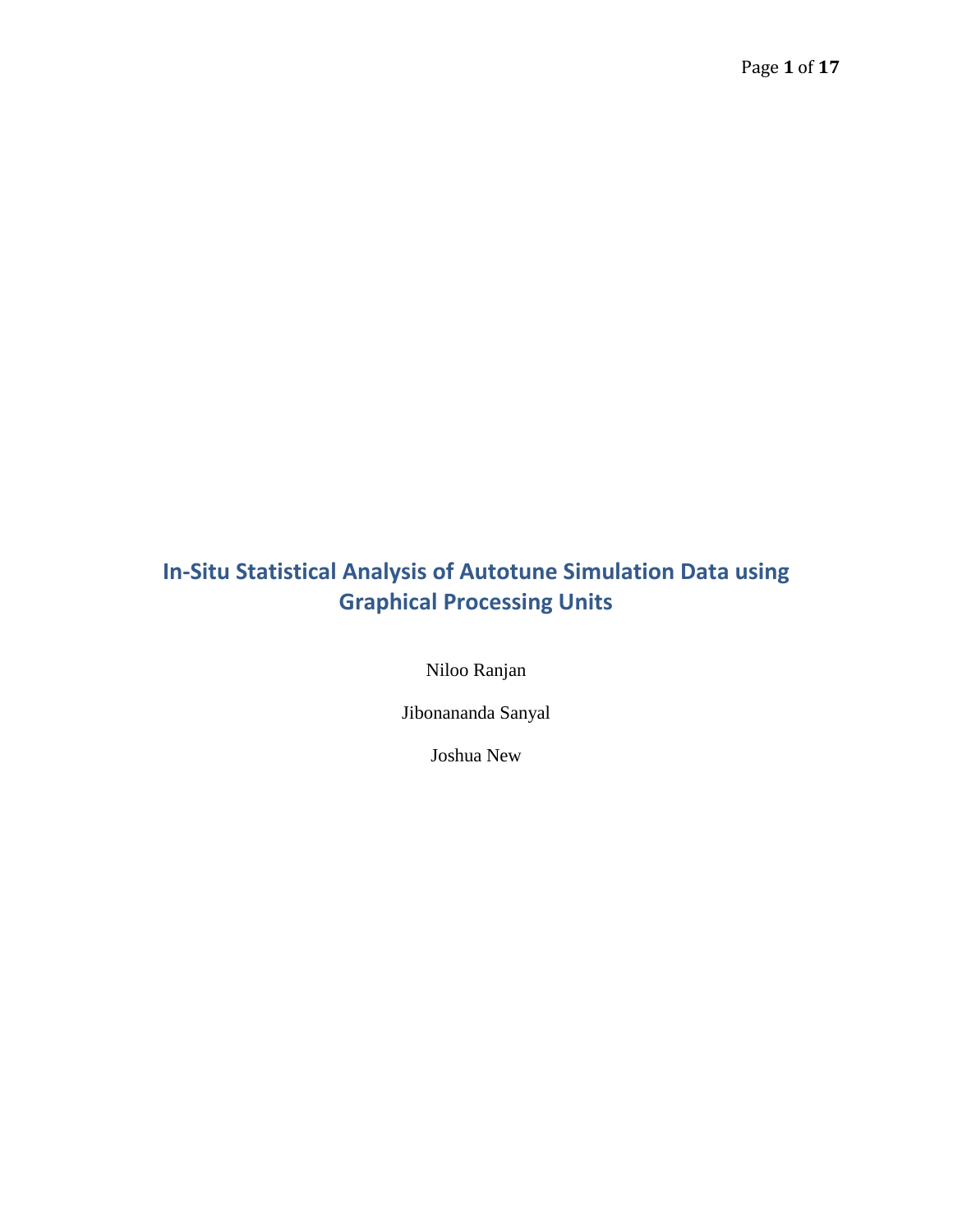# In-Situ Statistical Analysis of Autotune Simulation Data using Graphical Processing Units

Niloo Ranjan

Jibonananda Sanyal

Joshua New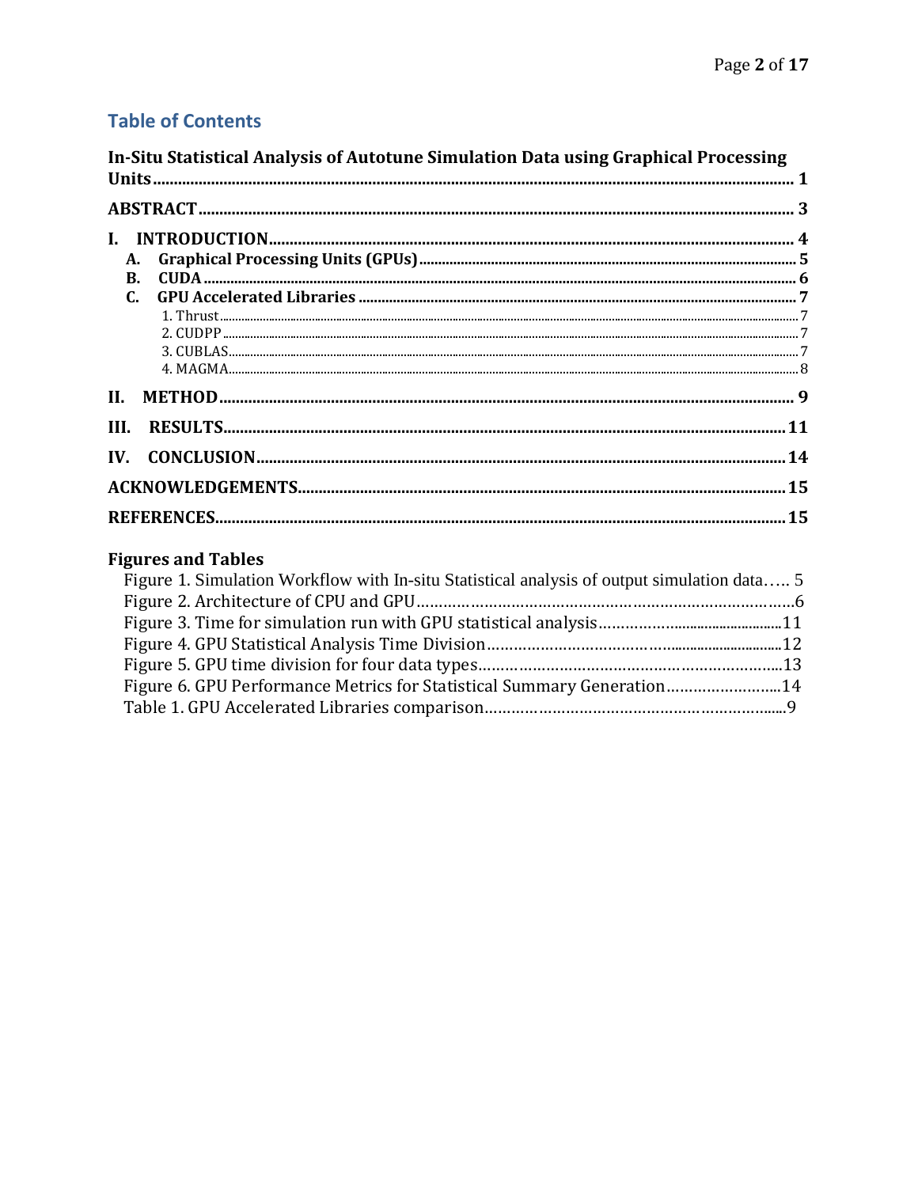## Table of Contents

**In-Situ Statistical Analysis of Autotune Simulation Data using Graphical Processing Units** ........ 1

**ABSTRACT** ........ 3

**I. INTRODUCTION** ........ 4

- **A. Graphical Processing Units (GPUs)** ........ 5
- **B. CUDA** ........ 6
- **C. GPU Accelerated Libraries** ........ 7
  - 1. Thrust ........ 7
  - 2. CUDPP ........ 7
  - 3. CUBLAS ........ 7
  - 4. MAGMA ........ 8

**II. METHOD** ........ 9

**III. RESULTS** ........ 11

**IV. CONCLUSION** ........ 14

**ACKNOWLEDGEMENTS** ........ 15

**REFERENCES** ........ 15

### Figures and Tables

Figure 1. Simulation Workflow with In-situ Statistical analysis of output simulation data ........ 5
Figure 2. Architecture of CPU and GPU ........ 6
Figure 3. Time for simulation run with GPU statistical analysis ........ 11
Figure 4. GPU Statistical Analysis Time Division ........ 12
Figure 5. GPU time division for four data types ........ 13
Figure 6. GPU Performance Metrics for Statistical Summary Generation ........ 14
Table 1. GPU Accelerated Libraries comparison ........ 9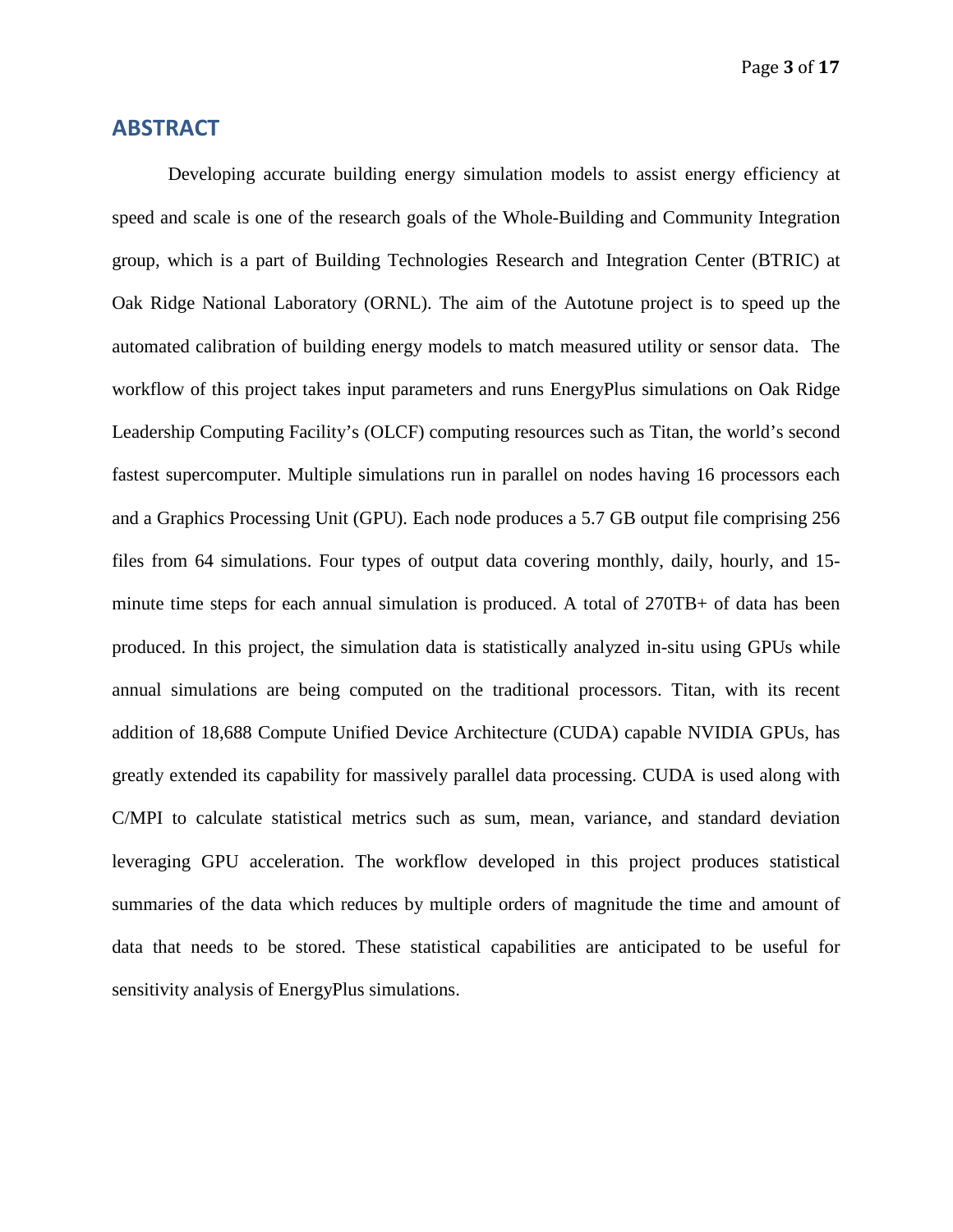## ABSTRACT

Developing accurate building energy simulation models to assist energy efficiency at speed and scale is one of the research goals of the Whole-Building and Community Integration group, which is a part of Building Technologies Research and Integration Center (BTRIC) at Oak Ridge National Laboratory (ORNL). The aim of the Autotune project is to speed up the automated calibration of building energy models to match measured utility or sensor data. The workflow of this project takes input parameters and runs EnergyPlus simulations on Oak Ridge Leadership Computing Facility's (OLCF) computing resources such as Titan, the world's second fastest supercomputer. Multiple simulations run in parallel on nodes having 16 processors each and a Graphics Processing Unit (GPU). Each node produces a 5.7 GB output file comprising 256 files from 64 simulations. Four types of output data covering monthly, daily, hourly, and 15-minute time steps for each annual simulation is produced. A total of 270TB+ of data has been produced. In this project, the simulation data is statistically analyzed in-situ using GPUs while annual simulations are being computed on the traditional processors. Titan, with its recent addition of 18,688 Compute Unified Device Architecture (CUDA) capable NVIDIA GPUs, has greatly extended its capability for massively parallel data processing. CUDA is used along with C/MPI to calculate statistical metrics such as sum, mean, variance, and standard deviation leveraging GPU acceleration. The workflow developed in this project produces statistical summaries of the data which reduces by multiple orders of magnitude the time and amount of data that needs to be stored. These statistical capabilities are anticipated to be useful for sensitivity analysis of EnergyPlus simulations.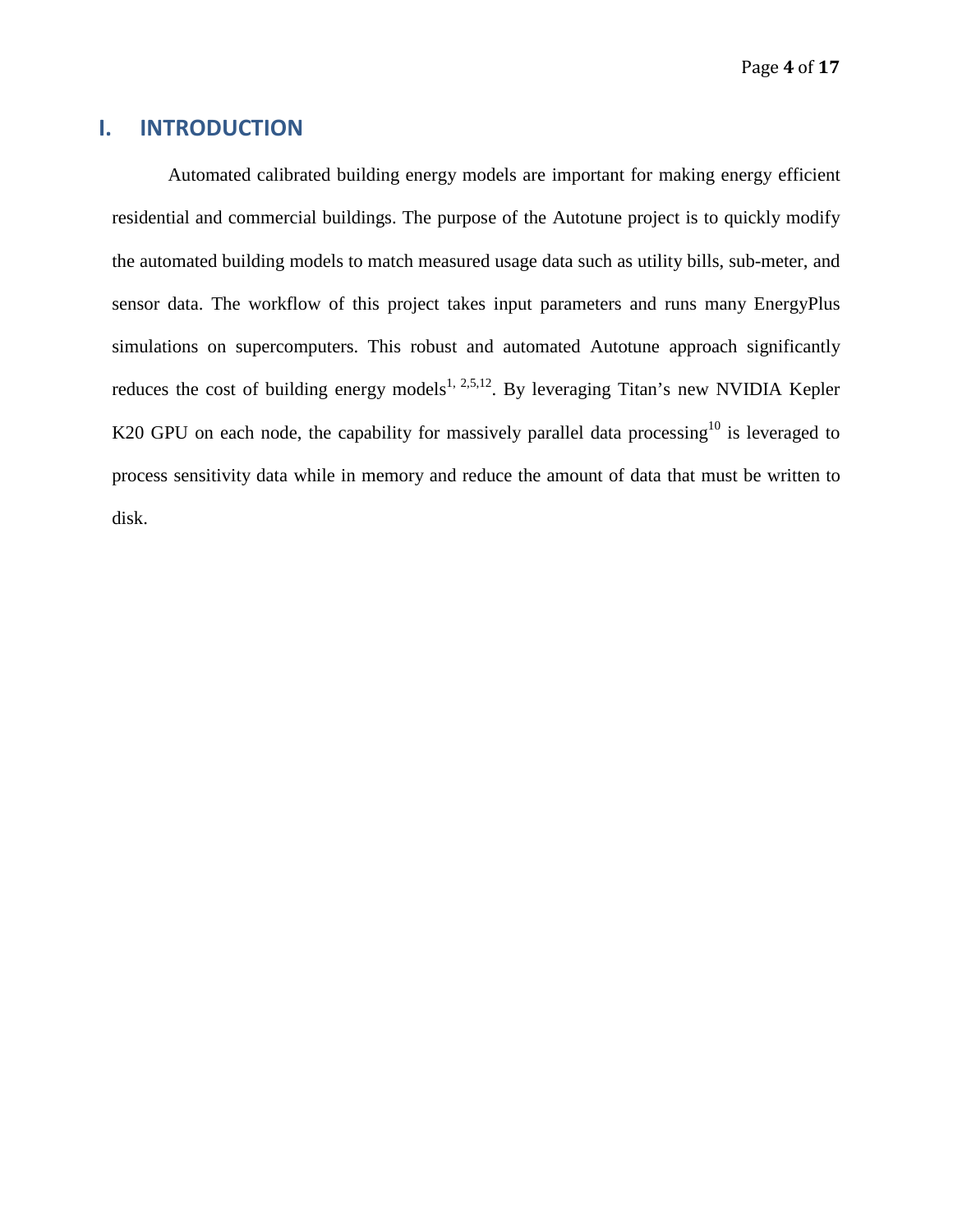# I. INTRODUCTION

Automated calibrated building energy models are important for making energy efficient residential and commercial buildings. The purpose of the Autotune project is to quickly modify the automated building models to match measured usage data such as utility bills, sub-meter, and sensor data. The workflow of this project takes input parameters and runs many EnergyPlus simulations on supercomputers. This robust and automated Autotune approach significantly reduces the cost of building energy models[1, 2,5,12]. By leveraging Titan's new NVIDIA Kepler K20 GPU on each node, the capability for massively parallel data processing[10] is leveraged to process sensitivity data while in memory and reduce the amount of data that must be written to disk.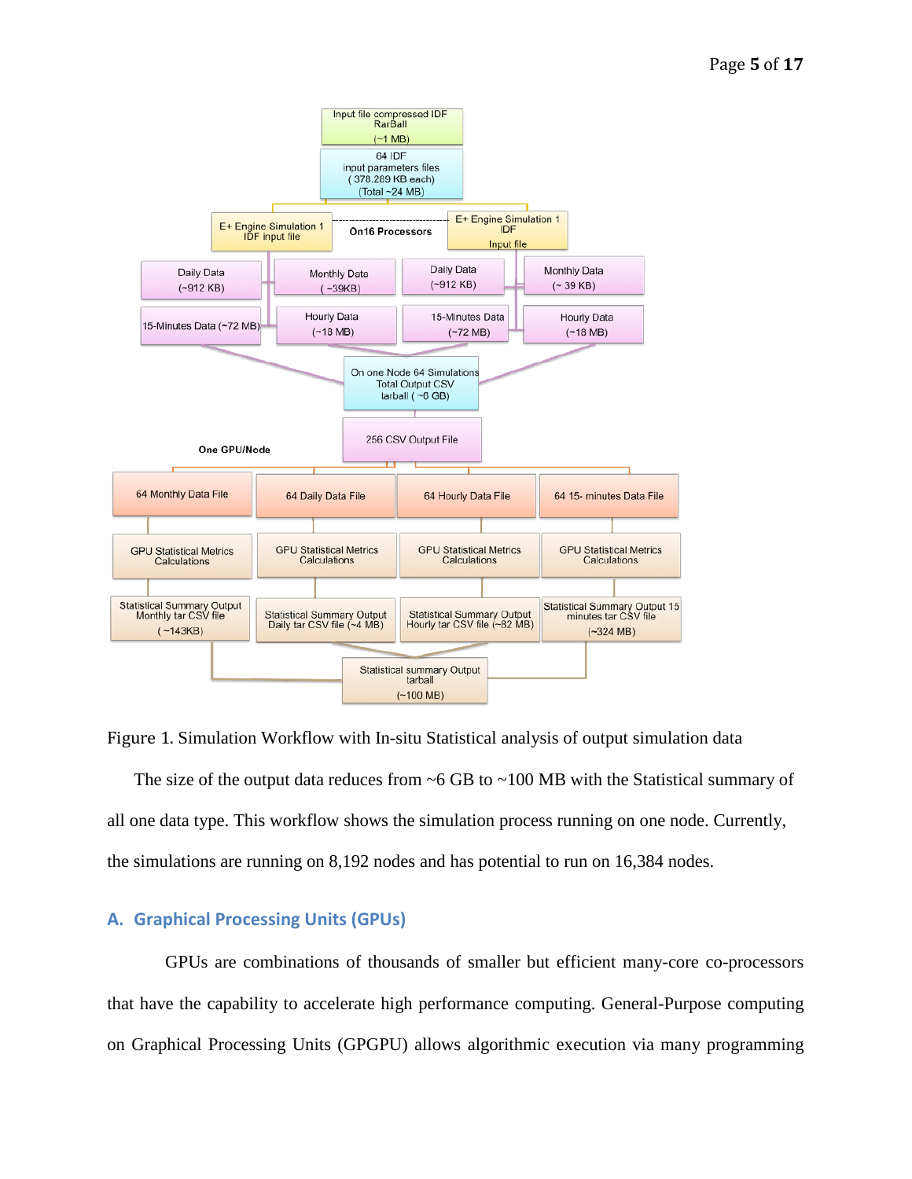Figure 1. Simulation Workflow with In-situ Statistical analysis of output simulation data

The size of the output data reduces from ~6 GB to ~100 MB with the Statistical summary of all one data type. This workflow shows the simulation process running on one node. Currently, the simulations are running on 8,192 nodes and has potential to run on 16,384 nodes.

## A. Graphical Processing Units (GPUs)

GPUs are combinations of thousands of smaller but efficient many-core co-processors that have the capability to accelerate high performance computing. General-Purpose computing on Graphical Processing Units (GPGPU) allows algorithmic execution via many programming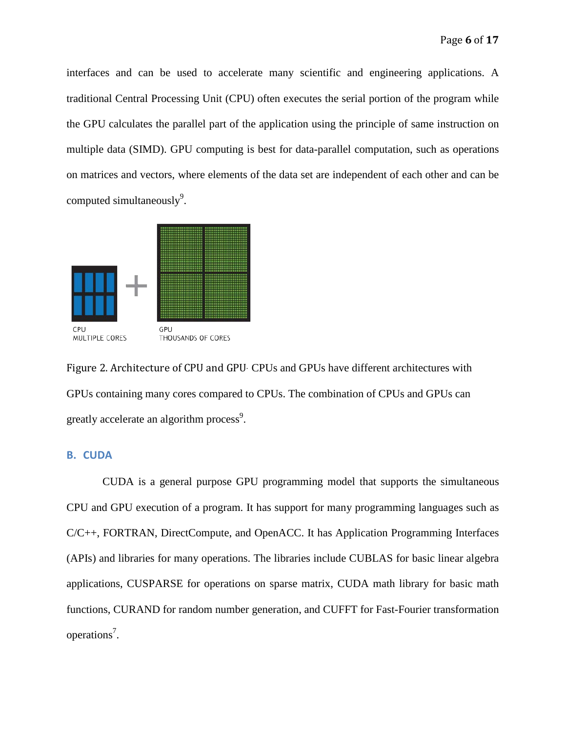interfaces and can be used to accelerate many scientific and engineering applications. A traditional Central Processing Unit (CPU) often executes the serial portion of the program while the GPU calculates the parallel part of the application using the principle of same instruction on multiple data (SIMD). GPU computing is best for data-parallel computation, such as operations on matrices and vectors, where elements of the data set are independent of each other and can be computed simultaneously[9].

CPU
MULTIPLE CORES

GPU
THOUSANDS OF CORES

Figure 2. Architecture of CPU and GPU. CPUs and GPUs have different architectures with GPUs containing many cores compared to CPUs. The combination of CPUs and GPUs can greatly accelerate an algorithm process[9].

## B. CUDA

CUDA is a general purpose GPU programming model that supports the simultaneous CPU and GPU execution of a program. It has support for many programming languages such as C/C++, FORTRAN, DirectCompute, and OpenACC. It has Application Programming Interfaces (APIs) and libraries for many operations. The libraries include CUBLAS for basic linear algebra applications, CUSPARSE for operations on sparse matrix, CUDA math library for basic math functions, CURAND for random number generation, and CUFFT for Fast-Fourier transformation operations[7].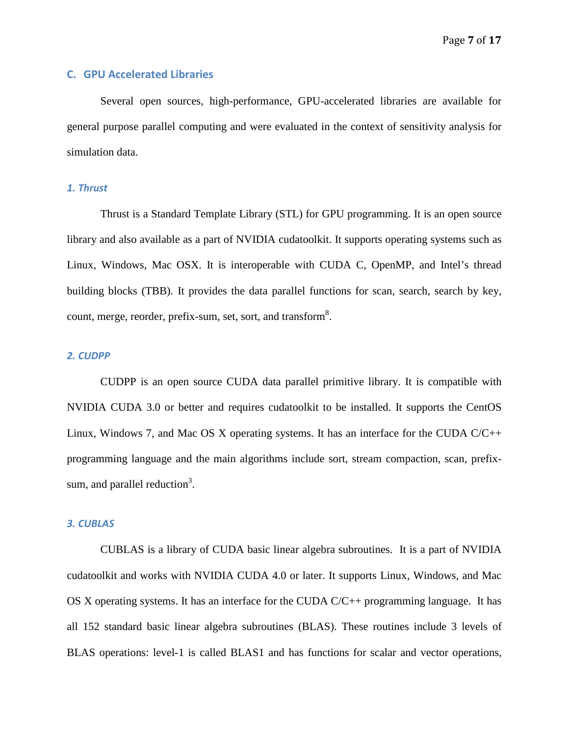## C. GPU Accelerated Libraries

Several open sources, high-performance, GPU-accelerated libraries are available for general purpose parallel computing and were evaluated in the context of sensitivity analysis for simulation data.

### *1. Thrust*

Thrust is a Standard Template Library (STL) for GPU programming. It is an open source library and also available as a part of NVIDIA cudatoolkit. It supports operating systems such as Linux, Windows, Mac OSX. It is interoperable with CUDA C, OpenMP, and Intel's thread building blocks (TBB). It provides the data parallel functions for scan, search, search by key, count, merge, reorder, prefix-sum, set, sort, and transform[8].

### *2. CUDPP*

CUDPP is an open source CUDA data parallel primitive library. It is compatible with NVIDIA CUDA 3.0 or better and requires cudatoolkit to be installed. It supports the CentOS Linux, Windows 7, and Mac OS X operating systems. It has an interface for the CUDA C/C++ programming language and the main algorithms include sort, stream compaction, scan, prefix-sum, and parallel reduction[3].

### *3. CUBLAS*

CUBLAS is a library of CUDA basic linear algebra subroutines. It is a part of NVIDIA cudatoolkit and works with NVIDIA CUDA 4.0 or later. It supports Linux, Windows, and Mac OS X operating systems. It has an interface for the CUDA C/C++ programming language. It has all 152 standard basic linear algebra subroutines (BLAS). These routines include 3 levels of BLAS operations: level-1 is called BLAS1 and has functions for scalar and vector operations,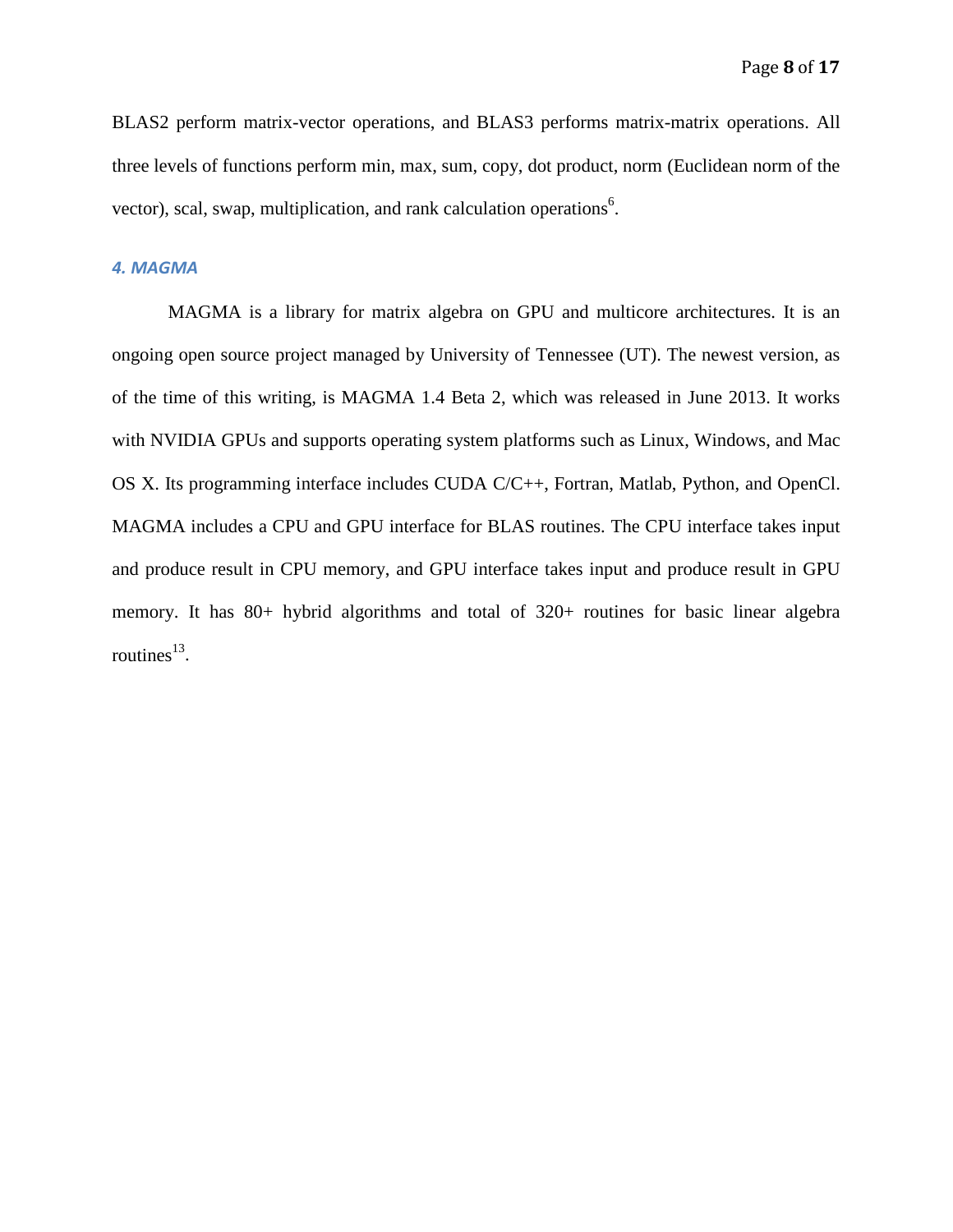BLAS2 perform matrix-vector operations, and BLAS3 performs matrix-matrix operations. All three levels of functions perform min, max, sum, copy, dot product, norm (Euclidean norm of the vector), scal, swap, multiplication, and rank calculation operations[6].

### *4. MAGMA*

MAGMA is a library for matrix algebra on GPU and multicore architectures. It is an ongoing open source project managed by University of Tennessee (UT). The newest version, as of the time of this writing, is MAGMA 1.4 Beta 2, which was released in June 2013. It works with NVIDIA GPUs and supports operating system platforms such as Linux, Windows, and Mac OS X. Its programming interface includes CUDA C/C++, Fortran, Matlab, Python, and OpenCl. MAGMA includes a CPU and GPU interface for BLAS routines. The CPU interface takes input and produce result in CPU memory, and GPU interface takes input and produce result in GPU memory. It has 80+ hybrid algorithms and total of 320+ routines for basic linear algebra routines[13].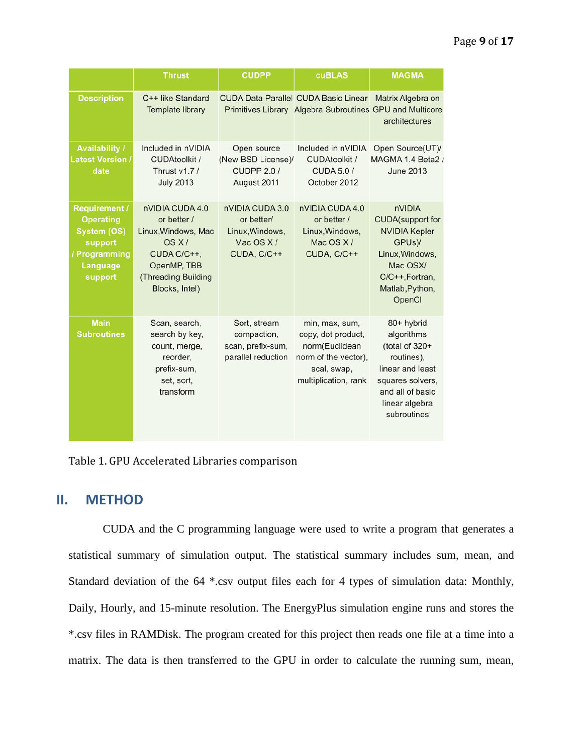| | Thrust | CUDPP | cuBLAS | MAGMA |
|---|---|---|---|---|
| **Description** | C++ like Standard Template library | CUDA Data Parallel Primitives Library | CUDA Basic Linear Algebra Subroutines | Matrix Algebra on GPU and Multicore architectures |
| **Availability / Latest Version / date** | Included in nVIDIA CUDAtoolkit / Thrust v1.7 / July 2013 | Open source (New BSD License)/ CUDPP 2.0 / August 2011 | Included in nVIDIA CUDAtoolkit / CUDA 5.0 / October 2012 | Open Source(UT)/ MAGMA 1.4 Beta2 / June 2013 |
| **Requirement / Operating System (OS) support / Programming Language support** | nVIDIA CUDA 4.0 or better / Linux,Windows, Mac OS X / CUDA C/C++, OpenMP, TBB (Threading Building Blocks, Intel) | nVIDIA CUDA 3.0 or better/ Linux,Windows, Mac OS X / CUDA, C/C++ | nVIDIA CUDA 4.0 or better / Linux,Windows, Mac OS X / CUDA, C/C++ | nVIDIA CUDA(support for NVIDIA Kepler GPUs)/ Linux,Windows, Mac OSX/ C/C++,Fortran, Matlab,Python, OpenCl |
| **Main Subroutines** | Scan, search, search by key, count, merge, reorder, prefix-sum, set, sort, transform | Sort, stream compaction, scan, prefix-sum, parallel reduction | min, max, sum, copy, dot product, norm(Euclidean norm of the vector), scal, swap, multiplication, rank | 80+ hybrid algorithms (total of 320+ routines), linear and least squares solvers, and all of basic linear algebra subroutines |

Table 1. GPU Accelerated Libraries comparison

## II. METHOD

CUDA and the C programming language were used to write a program that generates a statistical summary of simulation output. The statistical summary includes sum, mean, and Standard deviation of the 64 *.csv output files each for 4 types of simulation data: Monthly, Daily, Hourly, and 15-minute resolution. The EnergyPlus simulation engine runs and stores the *.csv files in RAMDisk. The program created for this project then reads one file at a time into a matrix. The data is then transferred to the GPU in order to calculate the running sum, mean,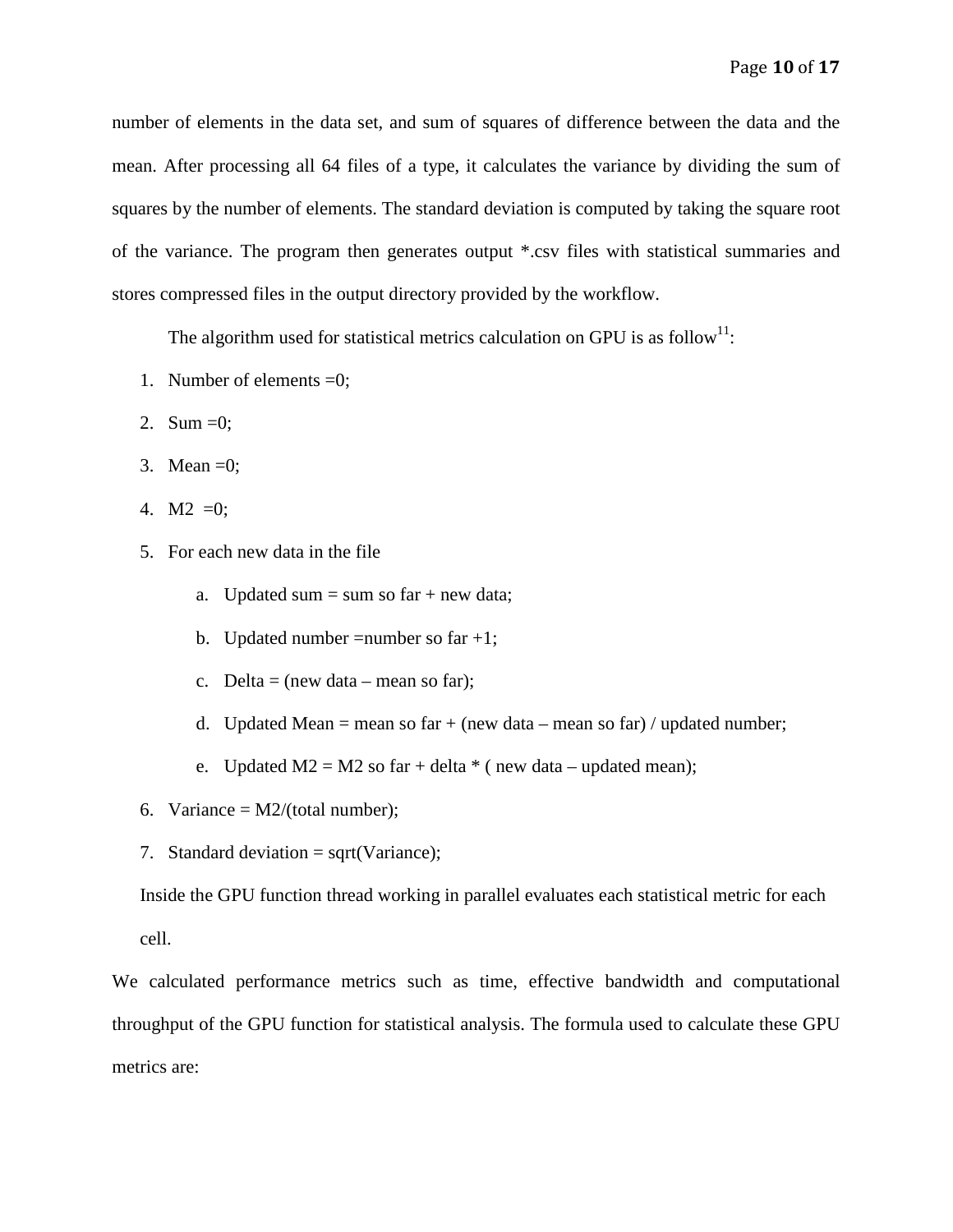number of elements in the data set, and sum of squares of difference between the data and the mean. After processing all 64 files of a type, it calculates the variance by dividing the sum of squares by the number of elements. The standard deviation is computed by taking the square root of the variance. The program then generates output *.csv files with statistical summaries and stores compressed files in the output directory provided by the workflow.

The algorithm used for statistical metrics calculation on GPU is as follow[11]:

1. Number of elements =0;
2. Sum =0;
3. Mean =0;
4. M2 =0;
5. For each new data in the file
   a. Updated sum = sum so far + new data;
   b. Updated number =number so far +1;
   c. Delta = (new data – mean so far);
   d. Updated Mean = mean so far + (new data – mean so far) / updated number;
   e. Updated M2 = M2 so far + delta * ( new data – updated mean);
6. Variance = M2/(total number);
7. Standard deviation = sqrt(Variance);

Inside the GPU function thread working in parallel evaluates each statistical metric for each cell.

We calculated performance metrics such as time, effective bandwidth and computational throughput of the GPU function for statistical analysis. The formula used to calculate these GPU metrics are: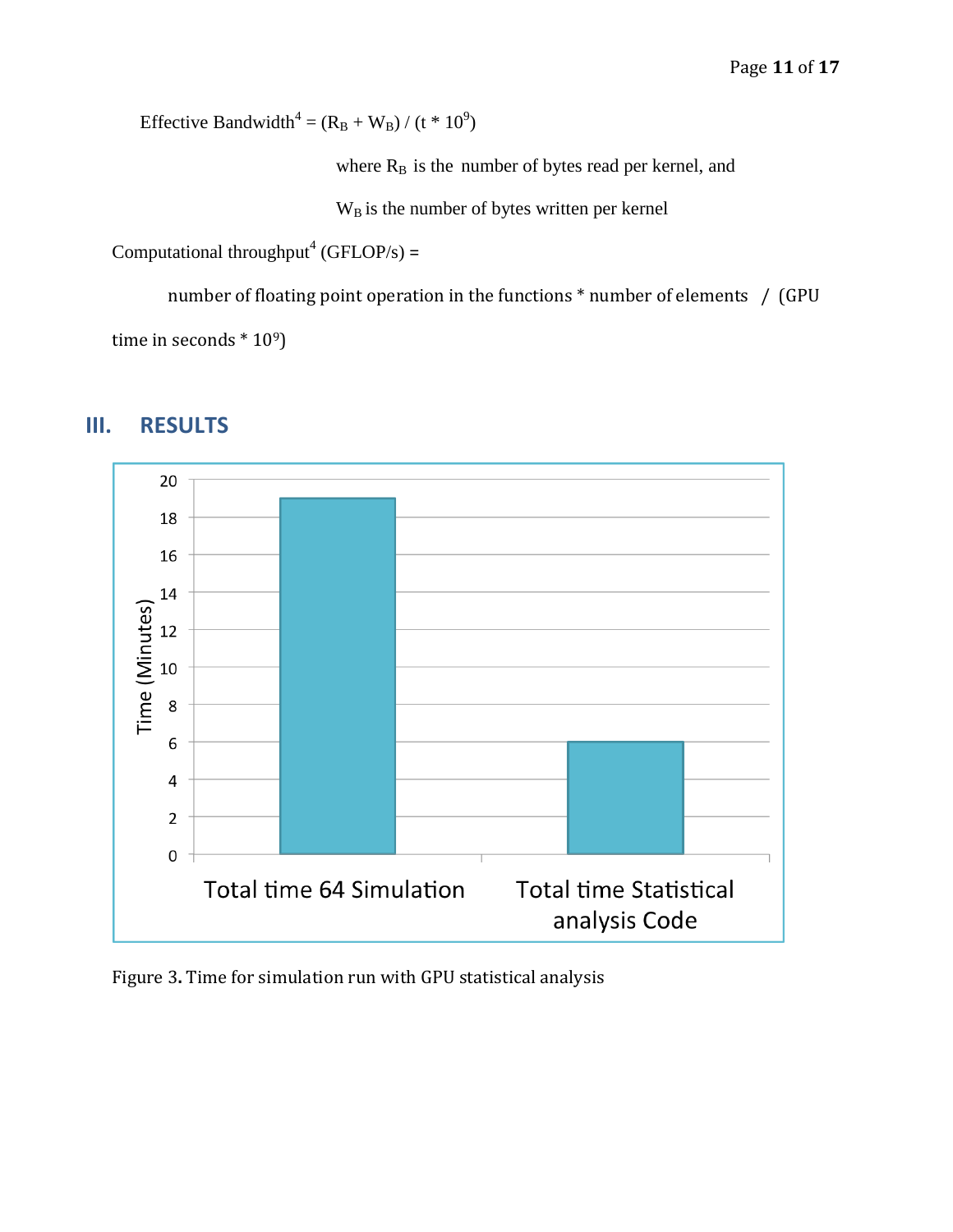Effective Bandwidth[4] = $(R_B + W_B) / (t * 10^9)$

where $R_B$ is the number of bytes read per kernel, and

$W_B$ is the number of bytes written per kernel

Computational throughput[4] (GFLOP/s) =

number of floating point operation in the functions * number of elements / (GPU time in seconds * $10^9$)

## III. RESULTS

Figure 3. Time for simulation run with GPU statistical analysis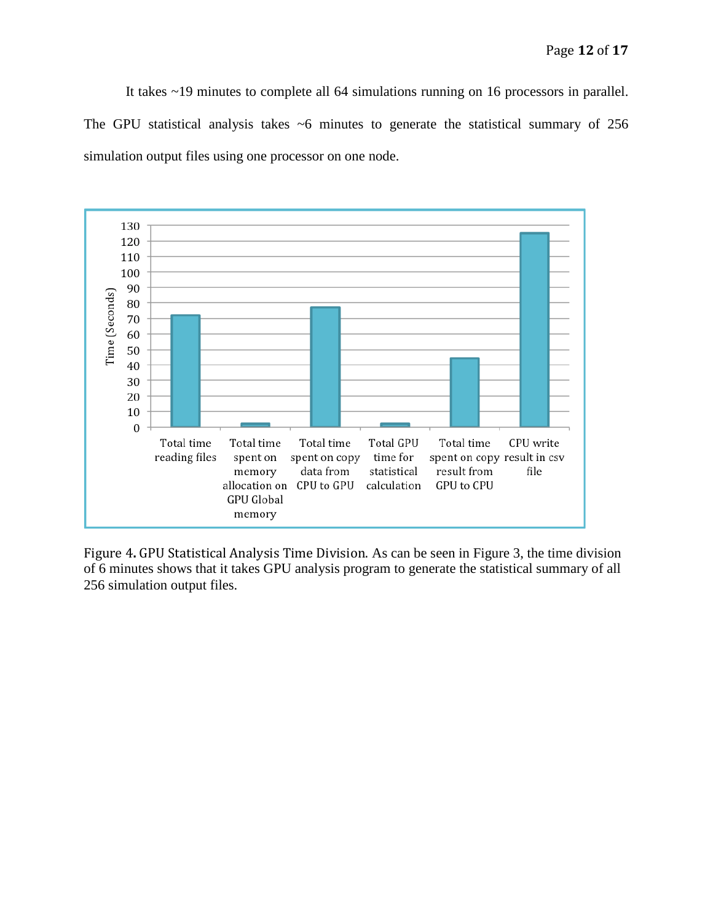It takes ~19 minutes to complete all 64 simulations running on 16 processors in parallel. The GPU statistical analysis takes ~6 minutes to generate the statistical summary of 256 simulation output files using one processor on one node.

Figure 4. GPU Statistical Analysis Time Division. As can be seen in Figure 3, the time division of 6 minutes shows that it takes GPU analysis program to generate the statistical summary of all 256 simulation output files.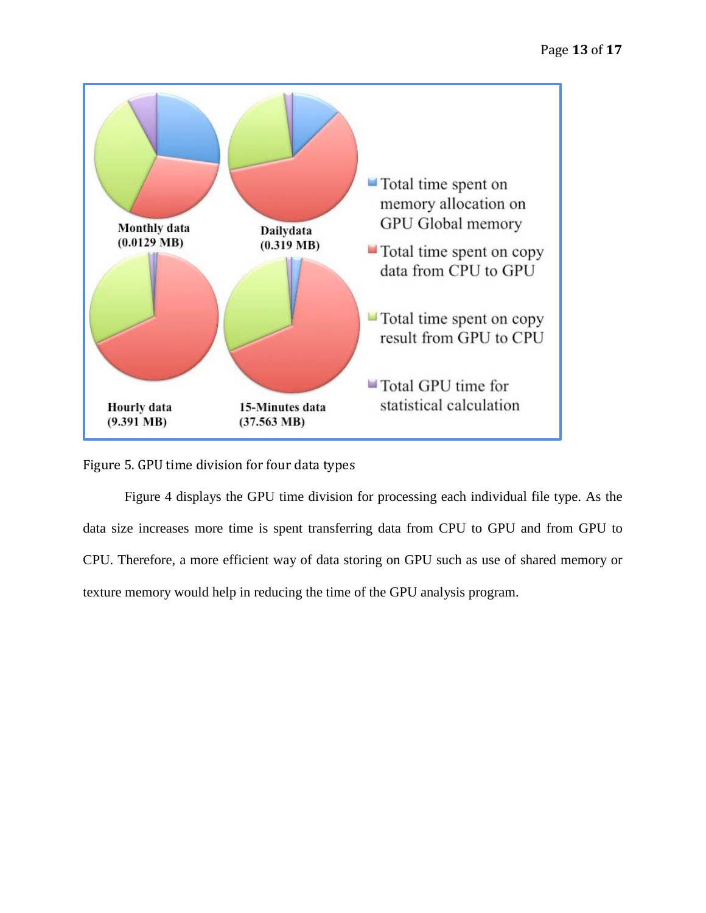Figure 5. GPU time division for four data types

Figure 4 displays the GPU time division for processing each individual file type. As the data size increases more time is spent transferring data from CPU to GPU and from GPU to CPU. Therefore, a more efficient way of data storing on GPU such as use of shared memory or texture memory would help in reducing the time of the GPU analysis program.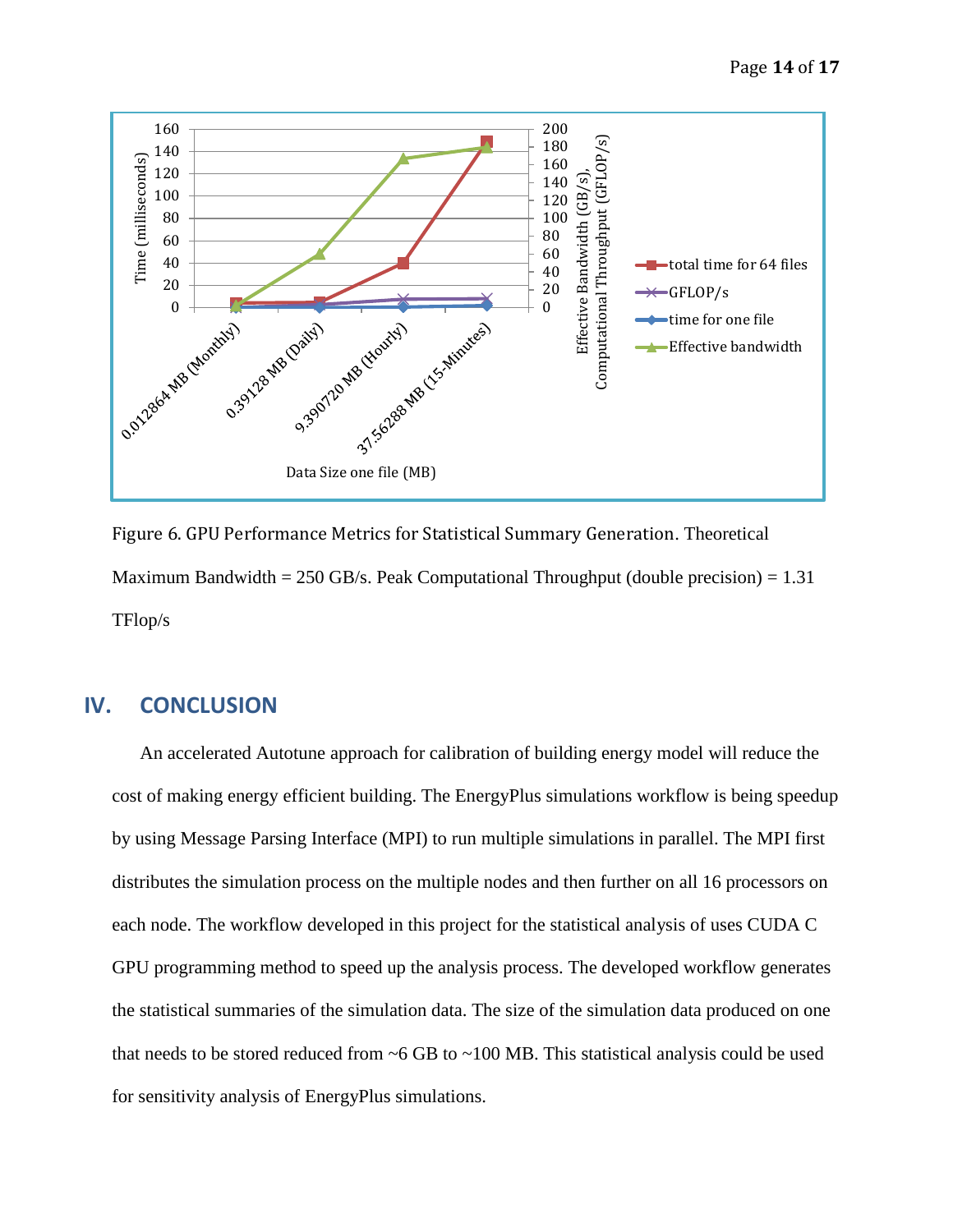Figure 6. GPU Performance Metrics for Statistical Summary Generation. Theoretical Maximum Bandwidth = 250 GB/s. Peak Computational Throughput (double precision) = 1.31 TFlop/s

## IV. CONCLUSION

An accelerated Autotune approach for calibration of building energy model will reduce the cost of making energy efficient building. The EnergyPlus simulations workflow is being speedup by using Message Parsing Interface (MPI) to run multiple simulations in parallel. The MPI first distributes the simulation process on the multiple nodes and then further on all 16 processors on each node. The workflow developed in this project for the statistical analysis of uses CUDA C GPU programming method to speed up the analysis process. The developed workflow generates the statistical summaries of the simulation data. The size of the simulation data produced on one that needs to be stored reduced from ~6 GB to ~100 MB. This statistical analysis could be used for sensitivity analysis of EnergyPlus simulations.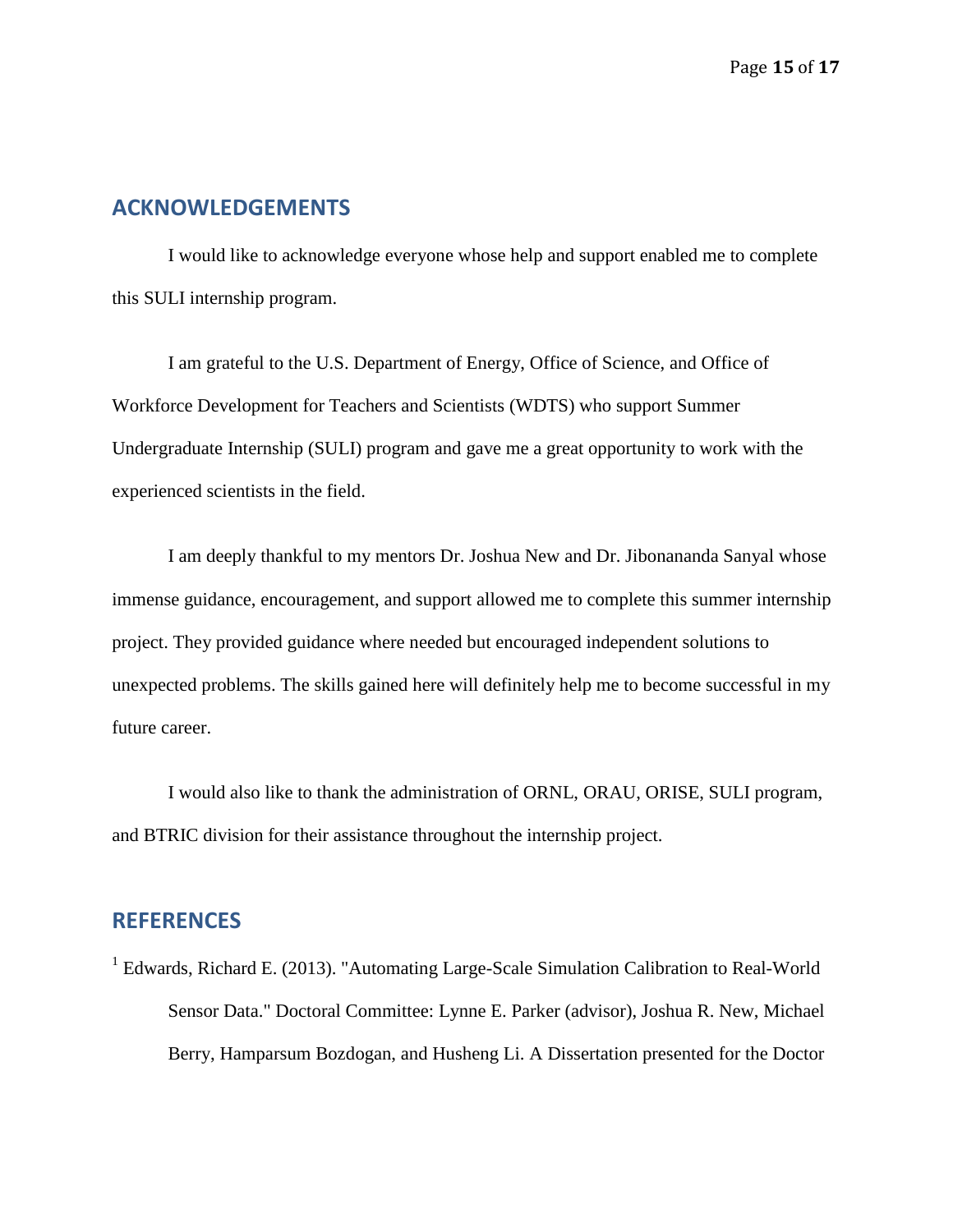## ACKNOWLEDGEMENTS

I would like to acknowledge everyone whose help and support enabled me to complete this SULI internship program.

I am grateful to the U.S. Department of Energy, Office of Science, and Office of Workforce Development for Teachers and Scientists (WDTS) who support Summer Undergraduate Internship (SULI) program and gave me a great opportunity to work with the experienced scientists in the field.

I am deeply thankful to my mentors Dr. Joshua New and Dr. Jibonananda Sanyal whose immense guidance, encouragement, and support allowed me to complete this summer internship project. They provided guidance where needed but encouraged independent solutions to unexpected problems. The skills gained here will definitely help me to become successful in my future career.

I would also like to thank the administration of ORNL, ORAU, ORISE, SULI program, and BTRIC division for their assistance throughout the internship project.

## REFERENCES

[1] Edwards, Richard E. (2013). "Automating Large-Scale Simulation Calibration to Real-World Sensor Data." Doctoral Committee: Lynne E. Parker (advisor), Joshua R. New, Michael Berry, Hamparsum Bozdogan, and Husheng Li. A Dissertation presented for the Doctor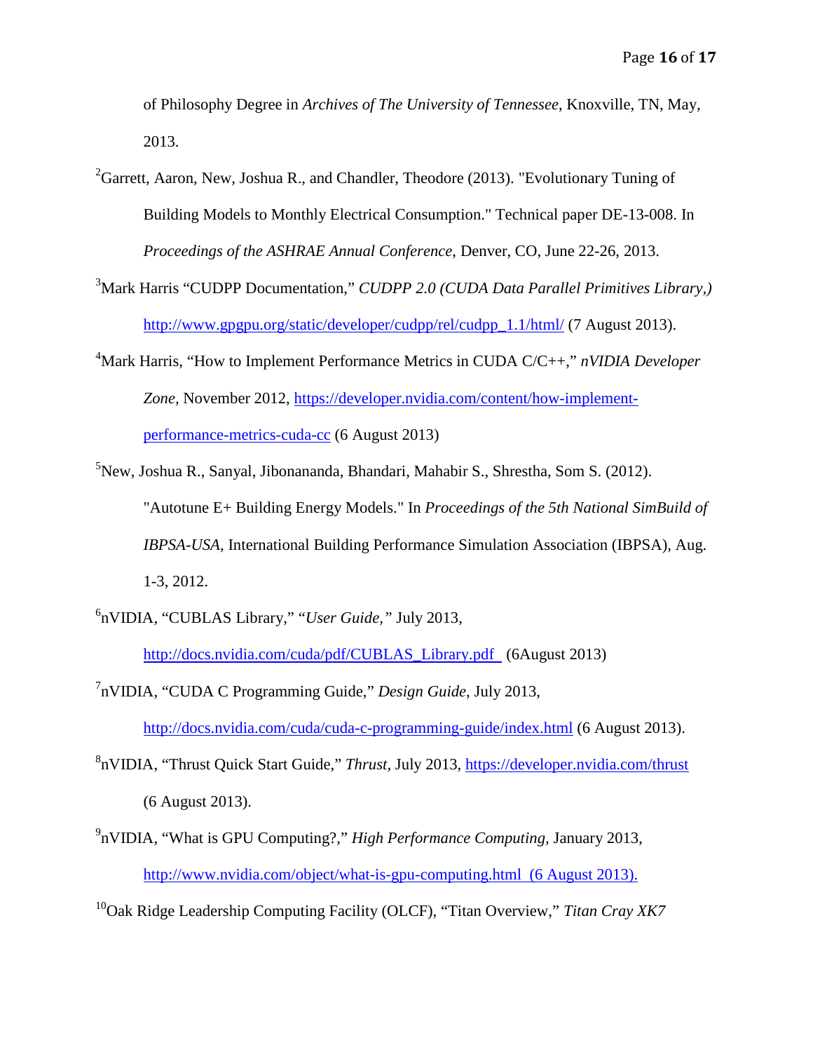of Philosophy Degree in *Archives of The University of Tennessee*, Knoxville, TN, May, 2013.

[2]Garrett, Aaron, New, Joshua R., and Chandler, Theodore (2013). "Evolutionary Tuning of Building Models to Monthly Electrical Consumption." Technical paper DE-13-008. In *Proceedings of the ASHRAE Annual Conference*, Denver, CO, June 22-26, 2013.

[3]Mark Harris "CUDPP Documentation," *CUDPP 2.0 (CUDA Data Parallel Primitives Library,)* http://www.gpgpu.org/static/developer/cudpp/rel/cudpp_1.1/html/ (7 August 2013).

[4]Mark Harris, "How to Implement Performance Metrics in CUDA C/C++," *nVIDIA Developer Zone*, November 2012, https://developer.nvidia.com/content/how-implement-performance-metrics-cuda-cc (6 August 2013)

[5]New, Joshua R., Sanyal, Jibonananda, Bhandari, Mahabir S., Shrestha, Som S. (2012). "Autotune E+ Building Energy Models." In *Proceedings of the 5th National SimBuild of IBPSA-USA*, International Building Performance Simulation Association (IBPSA), Aug. 1-3, 2012.

[6]nVIDIA, "CUBLAS Library," "*User Guide,*" July 2013, http://docs.nvidia.com/cuda/pdf/CUBLAS_Library.pdf (6August 2013)

[7]nVIDIA, "CUDA C Programming Guide," *Design Guide*, July 2013, http://docs.nvidia.com/cuda/cuda-c-programming-guide/index.html (6 August 2013).

[8]nVIDIA, "Thrust Quick Start Guide," *Thrust,* July 2013, https://developer.nvidia.com/thrust (6 August 2013).

[9]nVIDIA, "What is GPU Computing?," *High Performance Computing*, January 2013, http://www.nvidia.com/object/what-is-gpu-computing.html (6 August 2013).

[10]Oak Ridge Leadership Computing Facility (OLCF), "Titan Overview," *Titan Cray XK7*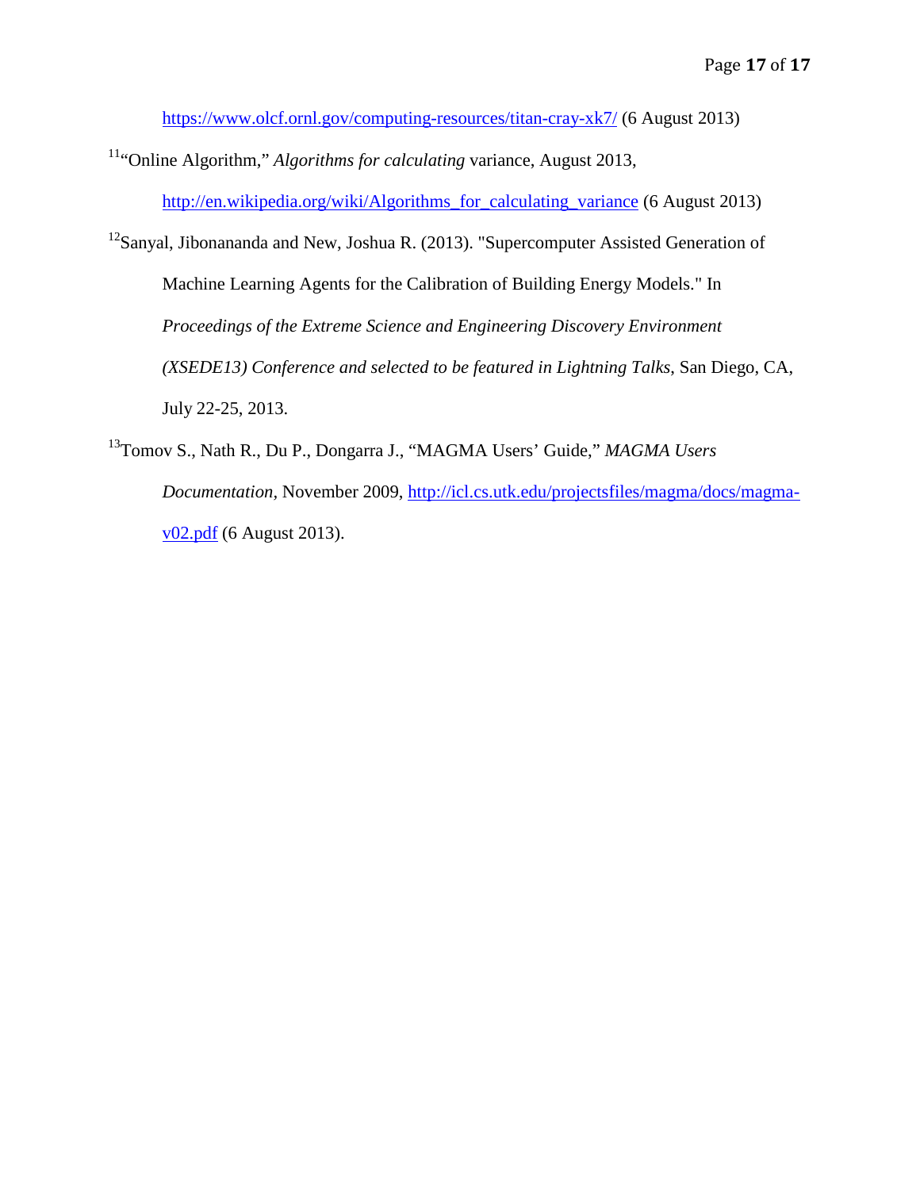https://www.olcf.ornl.gov/computing-resources/titan-cray-xk7/ (6 August 2013)

[11]"Online Algorithm," *Algorithms for calculating* variance, August 2013, http://en.wikipedia.org/wiki/Algorithms_for_calculating_variance (6 August 2013)

[12]Sanyal, Jibonananda and New, Joshua R. (2013). "Supercomputer Assisted Generation of Machine Learning Agents for the Calibration of Building Energy Models." In *Proceedings of the Extreme Science and Engineering Discovery Environment (XSEDE13) Conference and selected to be featured in Lightning Talks*, San Diego, CA, July 22-25, 2013.

[13]Tomov S., Nath R., Du P., Dongarra J., "MAGMA Users' Guide," *MAGMA Users Documentation*, November 2009, http://icl.cs.utk.edu/projectsfiles/magma/docs/magma-v02.pdf (6 August 2013).